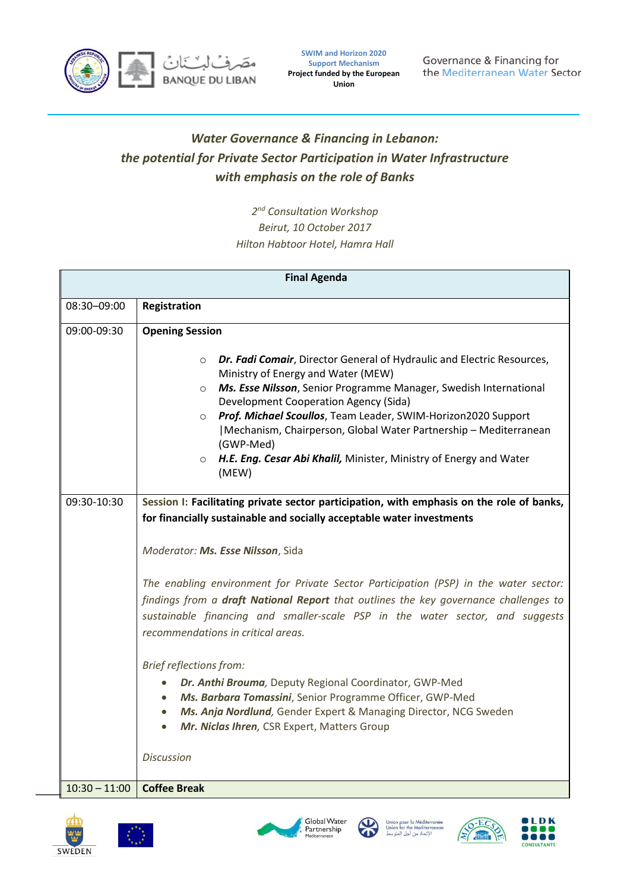SWIM and Horizon 2020 Support Mechanism
**Project funded by the European Union**

Governance & Financing for the Mediterranean Water Sector

# *Water Governance & Financing in Lebanon: the potential for Private Sector Participation in Water Infrastructure with emphasis on the role of Banks*

*2nd Consultation Workshop*
*Beirut, 10 October 2017*
*Hilton Habtoor Hotel, Hamra Hall*

| **Final Agenda** | |
|---|---|
| 08:30–09:00 | **Registration** |
| 09:00-09:30 | **Opening Session**<br><br>○ ***Dr. Fadi Comair***, Director General of Hydraulic and Electric Resources, Ministry of Energy and Water (MEW)<br>○ ***Ms. Esse Nilsson***, Senior Programme Manager, Swedish International Development Cooperation Agency (Sida)<br>○ ***Prof. Michael Scoullos***, Team Leader, SWIM-Horizon2020 Support \|Mechanism, Chairperson, Global Water Partnership – Mediterranean (GWP-Med)<br>○ ***H.E. Eng. Cesar Abi Khalil,*** Minister, Ministry of Energy and Water (MEW) |
| 09:30-10:30 | **Session I: Facilitating private sector participation, with emphasis on the role of banks, for financially sustainable and socially acceptable water investments**<br><br>*Moderator:* ***Ms. Esse Nilsson***, Sida<br><br>*The enabling environment for Private Sector Participation (PSP) in the water sector: findings from a* ***draft National Report*** *that outlines the key governance challenges to sustainable financing and smaller-scale PSP in the water sector, and suggests recommendations in critical areas.*<br><br>*Brief reflections from:*<br>• ***Dr. Anthi Brouma***, Deputy Regional Coordinator, GWP-Med<br>• ***Ms. Barbara Tomassini***, Senior Programme Officer, GWP-Med<br>• ***Ms. Anja Nordlund***, Gender Expert & Managing Director, NCG Sweden<br>• ***Mr. Niclas Ihren***, CSR Expert, Matters Group<br><br>*Discussion* |
| 10:30 – 11:00 | **Coffee Break** |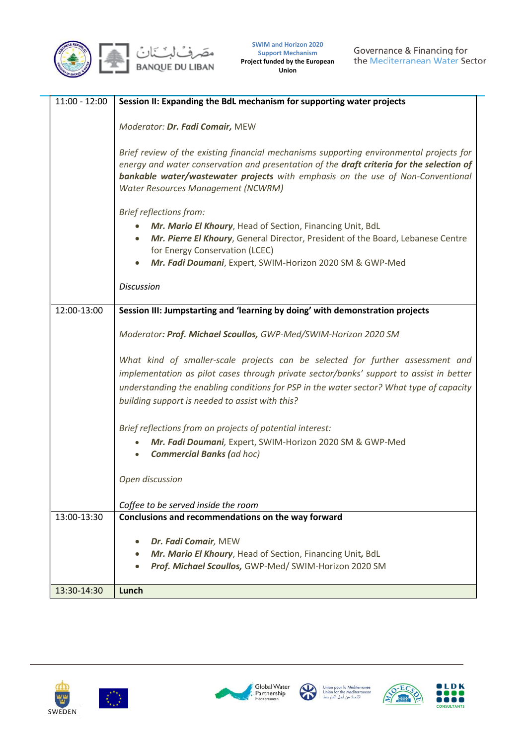| | |
|---|---|
| 11:00 - 12:00 | **Session II: Expanding the BdL mechanism for supporting water projects**<br><br>*Moderator:* ***Dr. Fadi Comair,*** MEW<br><br>*Brief review of the existing financial mechanisms supporting environmental projects for energy and water conservation and presentation of the* ***draft criteria for the selection of bankable water/wastewater projects*** *with emphasis on the use of Non-Conventional Water Resources Management (NCWRM)*<br><br>*Brief reflections from:*<br>• ***Mr. Mario El Khoury***, Head of Section, Financing Unit, BdL<br>• ***Mr. Pierre El Khoury***, General Director, President of the Board, Lebanese Centre for Energy Conservation (LCEC)<br>• ***Mr. Fadi Doumani***, Expert, SWIM-Horizon 2020 SM & GWP-Med<br><br>*Discussion* |
| 12:00-13:00 | **Session III: Jumpstarting and 'learning by doing' with demonstration projects**<br><br>*Moderator:* ***Prof. Michael Scoullos,*** *GWP-Med/SWIM-Horizon 2020 SM*<br><br>*What kind of smaller-scale projects can be selected for further assessment and implementation as pilot cases through private sector/banks' support to assist in better understanding the enabling conditions for PSP in the water sector? What type of capacity building support is needed to assist with this?*<br><br>*Brief reflections from on projects of potential interest:*<br>• ***Mr. Fadi Doumani***, Expert, SWIM-Horizon 2020 SM & GWP-Med<br>• ***Commercial Banks*** *(ad hoc)*<br><br>*Open discussion*<br><br>*Coffee to be served inside the room* |
| 13:00-13:30 | **Conclusions and recommendations on the way forward**<br><br>• ***Dr. Fadi Comair***, MEW<br>• ***Mr. Mario El Khoury***, Head of Section, Financing Unit, BdL<br>• ***Prof. Michael Scoullos,*** GWP-Med/ SWIM-Horizon 2020 SM |
| 13:30-14:30 | **Lunch** |